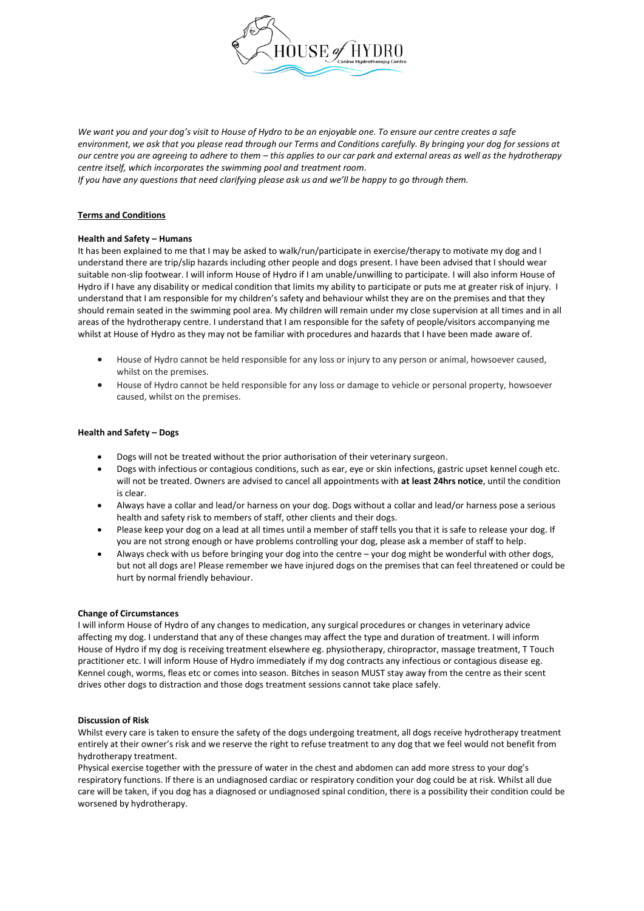*We want you and your dog's visit to House of Hydro to be an enjoyable one. To ensure our centre creates a safe environment, we ask that you please read through our Terms and Conditions carefully. By bringing your dog for sessions at our centre you are agreeing to adhere to them – this applies to our car park and external areas as well as the hydrotherapy centre itself, which incorporates the swimming pool and treatment room.*
*If you have any questions that need clarifying please ask us and we'll be happy to go through them.*

## Terms and Conditions

**Health and Safety – Humans**

It has been explained to me that I may be asked to walk/run/participate in exercise/therapy to motivate my dog and I understand there are trip/slip hazards including other people and dogs present. I have been advised that I should wear suitable non-slip footwear. I will inform House of Hydro if I am unable/unwilling to participate. I will also inform House of Hydro if I have any disability or medical condition that limits my ability to participate or puts me at greater risk of injury. I understand that I am responsible for my children's safety and behaviour whilst they are on the premises and that they should remain seated in the swimming pool area. My children will remain under my close supervision at all times and in all areas of the hydrotherapy centre. I understand that I am responsible for the safety of people/visitors accompanying me whilst at House of Hydro as they may not be familiar with procedures and hazards that I have been made aware of.

- House of Hydro cannot be held responsible for any loss or injury to any person or animal, howsoever caused, whilst on the premises.
- House of Hydro cannot be held responsible for any loss or damage to vehicle or personal property, howsoever caused, whilst on the premises.

**Health and Safety – Dogs**

- Dogs will not be treated without the prior authorisation of their veterinary surgeon.
- Dogs with infectious or contagious conditions, such as ear, eye or skin infections, gastric upset kennel cough etc. will not be treated. Owners are advised to cancel all appointments with **at least 24hrs notice**, until the condition is clear.
- Always have a collar and lead/or harness on your dog. Dogs without a collar and lead/or harness pose a serious health and safety risk to members of staff, other clients and their dogs.
- Please keep your dog on a lead at all times until a member of staff tells you that it is safe to release your dog. If you are not strong enough or have problems controlling your dog, please ask a member of staff to help.
- Always check with us before bringing your dog into the centre – your dog might be wonderful with other dogs, but not all dogs are! Please remember we have injured dogs on the premises that can feel threatened or could be hurt by normal friendly behaviour.

**Change of Circumstances**

I will inform House of Hydro of any changes to medication, any surgical procedures or changes in veterinary advice affecting my dog. I understand that any of these changes may affect the type and duration of treatment. I will inform House of Hydro if my dog is receiving treatment elsewhere eg. physiotherapy, chiropractor, massage treatment, T Touch practitioner etc. I will inform House of Hydro immediately if my dog contracts any infectious or contagious disease eg. Kennel cough, worms, fleas etc or comes into season. Bitches in season MUST stay away from the centre as their scent drives other dogs to distraction and those dogs treatment sessions cannot take place safely.

**Discussion of Risk**

Whilst every care is taken to ensure the safety of the dogs undergoing treatment, all dogs receive hydrotherapy treatment entirely at their owner's risk and we reserve the right to refuse treatment to any dog that we feel would not benefit from hydrotherapy treatment.

Physical exercise together with the pressure of water in the chest and abdomen can add more stress to your dog's respiratory functions. If there is an undiagnosed cardiac or respiratory condition your dog could be at risk. Whilst all due care will be taken, if you dog has a diagnosed or undiagnosed spinal condition, there is a possibility their condition could be worsened by hydrotherapy.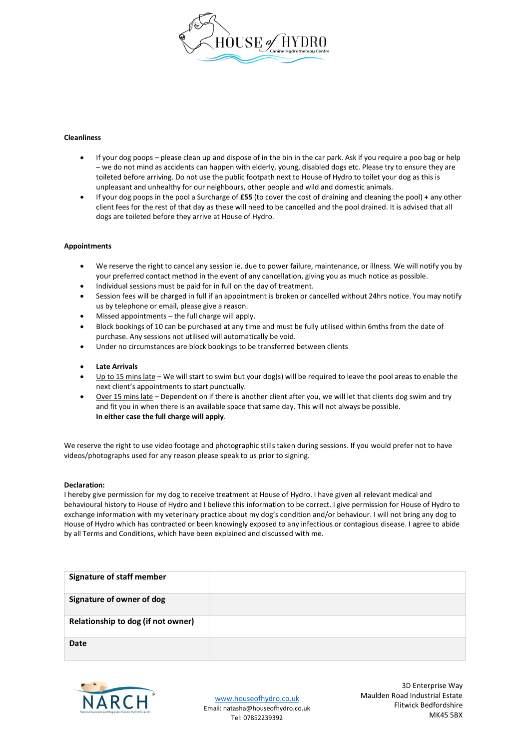**Cleanliness**

- If your dog poops – please clean up and dispose of in the bin in the car park. Ask if you require a poo bag or help – we do not mind as accidents can happen with elderly, young, disabled dogs etc. Please try to ensure they are toileted before arriving. Do not use the public footpath next to House of Hydro to toilet your dog as this is unpleasant and unhealthy for our neighbours, other people and wild and domestic animals.
- If your dog poops in the pool a Surcharge of **£55** (to cover the cost of draining and cleaning the pool) **+** any other client fees for the rest of that day as these will need to be cancelled and the pool drained. It is advised that all dogs are toileted before they arrive at House of Hydro.

**Appointments**

- We reserve the right to cancel any session ie. due to power failure, maintenance, or illness. We will notify you by your preferred contact method in the event of any cancellation, giving you as much notice as possible.
- Individual sessions must be paid for in full on the day of treatment.
- Session fees will be charged in full if an appointment is broken or cancelled without 24hrs notice. You may notify us by telephone or email, please give a reason.
- Missed appointments – the full charge will apply.
- Block bookings of 10 can be purchased at any time and must be fully utilised within 6mths from the date of purchase. Any sessions not utilised will automatically be void.
- Under no circumstances are block bookings to be transferred between clients

- **Late Arrivals**
- Up to 15 mins late – We will start to swim but your dog(s) will be required to leave the pool areas to enable the next client's appointments to start punctually.
- Over 15 mins late – Dependent on if there is another client after you, we will let that clients dog swim and try and fit you in when there is an available space that same day. This will not always be possible.
  **In either case the full charge will apply**.

We reserve the right to use video footage and photographic stills taken during sessions. If you would prefer not to have videos/photographs used for any reason please speak to us prior to signing.

**Declaration:**
I hereby give permission for my dog to receive treatment at House of Hydro. I have given all relevant medical and behavioural history to House of Hydro and I believe this information to be correct. I give permission for House of Hydro to exchange information with my veterinary practice about my dog's condition and/or behaviour. I will not bring any dog to House of Hydro which has contracted or been knowingly exposed to any infectious or contagious disease. I agree to abide by all Terms and Conditions, which have been explained and discussed with me.

| | |
|---|---|
| **Signature of staff member** | |
| **Signature of owner of dog** | |
| **Relationship to dog (if not owner)** | |
| **Date** | |

www.houseofhydro.co.uk
Email: natasha@houseofhydro.co.uk
Tel: 07852239392

3D Enterprise Way
Maulden Road Industrial Estate
Flitwick Bedfordshire
MK45 5BX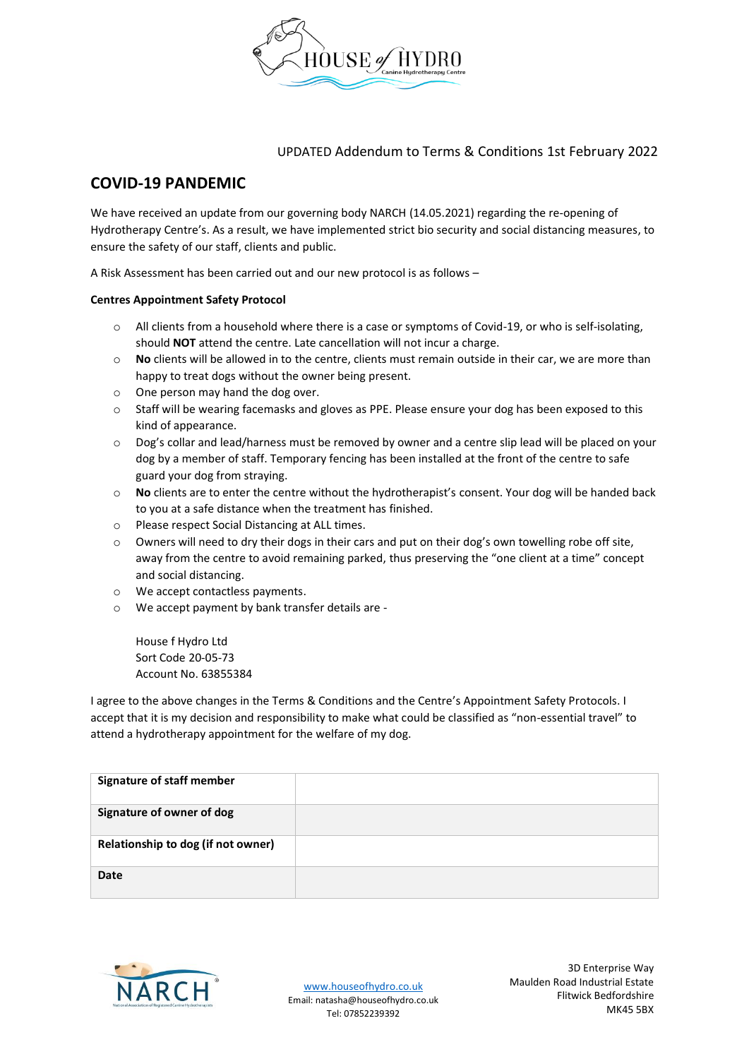UPDATED Addendum to Terms & Conditions 1st February 2022

## COVID-19 PANDEMIC

We have received an update from our governing body NARCH (14.05.2021) regarding the re-opening of Hydrotherapy Centre's. As a result, we have implemented strict bio security and social distancing measures, to ensure the safety of our staff, clients and public.

A Risk Assessment has been carried out and our new protocol is as follows –

**Centres Appointment Safety Protocol**

- All clients from a household where there is a case or symptoms of Covid-19, or who is self-isolating, should **NOT** attend the centre. Late cancellation will not incur a charge.
- **No** clients will be allowed in to the centre, clients must remain outside in their car, we are more than happy to treat dogs without the owner being present.
- One person may hand the dog over.
- Staff will be wearing facemasks and gloves as PPE. Please ensure your dog has been exposed to this kind of appearance.
- Dog's collar and lead/harness must be removed by owner and a centre slip lead will be placed on your dog by a member of staff. Temporary fencing has been installed at the front of the centre to safe guard your dog from straying.
- **No** clients are to enter the centre without the hydrotherapist's consent. Your dog will be handed back to you at a safe distance when the treatment has finished.
- Please respect Social Distancing at ALL times.
- Owners will need to dry their dogs in their cars and put on their dog's own towelling robe off site, away from the centre to avoid remaining parked, thus preserving the "one client at a time" concept and social distancing.
- We accept contactless payments.
- We accept payment by bank transfer details are -

  House f Hydro Ltd
  Sort Code 20-05-73
  Account No. 63855384

I agree to the above changes in the Terms & Conditions and the Centre's Appointment Safety Protocols. I accept that it is my decision and responsibility to make what could be classified as "non-essential travel" to attend a hydrotherapy appointment for the welfare of my dog.

| | |
|---|---|
| **Signature of staff member** | |
| **Signature of owner of dog** | |
| **Relationship to dog (if not owner)** | |
| **Date** | |

www.houseofhydro.co.uk
Email: natasha@houseofhydro.co.uk
Tel: 07852239392

3D Enterprise Way
Maulden Road Industrial Estate
Flitwick Bedfordshire
MK45 5BX